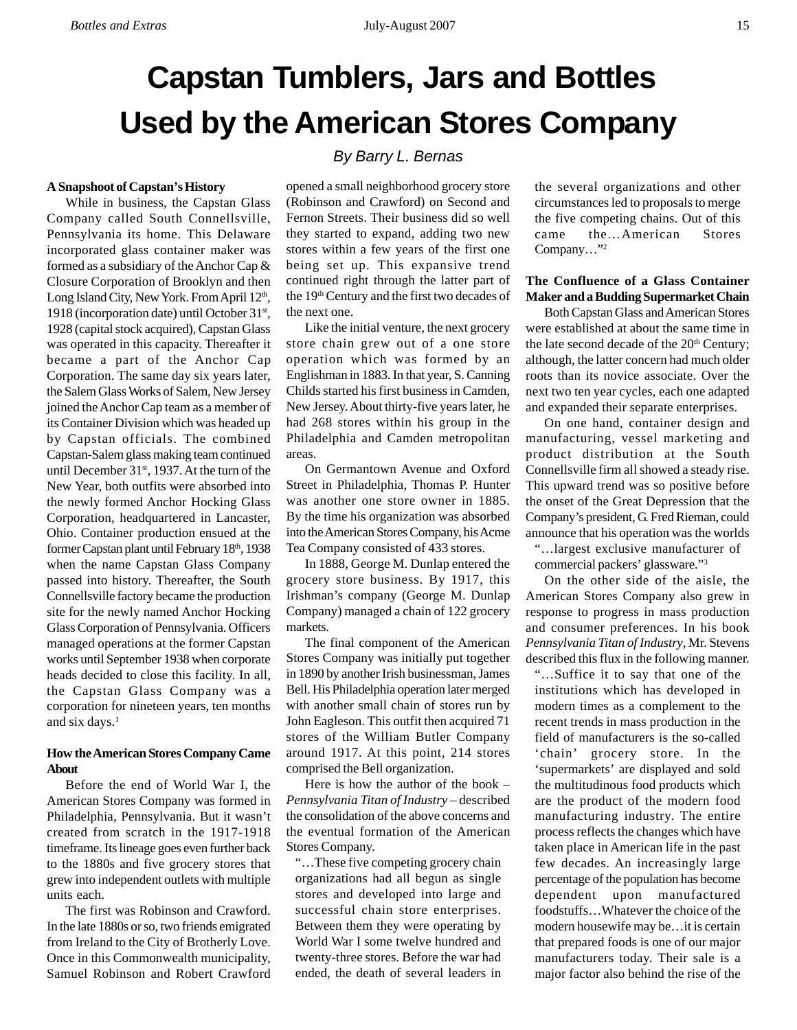# Capstan Tumblers, Jars and Bottles Used by the American Stores Company

*By Barry L. Bernas*

### A Snapshoot of Capstan's History

While in business, the Capstan Glass Company called South Connellsville, Pennsylvania its home. This Delaware incorporated glass container maker was formed as a subsidiary of the Anchor Cap & Closure Corporation of Brooklyn and then Long Island City, New York. From April 12th, 1918 (incorporation date) until October 31st, 1928 (capital stock acquired), Capstan Glass was operated in this capacity. Thereafter it became a part of the Anchor Cap Corporation. The same day six years later, the Salem Glass Works of Salem, New Jersey joined the Anchor Cap team as a member of its Container Division which was headed up by Capstan officials. The combined Capstan-Salem glass making team continued until December 31st, 1937. At the turn of the New Year, both outfits were absorbed into the newly formed Anchor Hocking Glass Corporation, headquartered in Lancaster, Ohio. Container production ensued at the former Capstan plant until February 18th, 1938 when the name Capstan Glass Company passed into history. Thereafter, the South Connellsville factory became the production site for the newly named Anchor Hocking Glass Corporation of Pennsylvania. Officers managed operations at the former Capstan works until September 1938 when corporate heads decided to close this facility. In all, the Capstan Glass Company was a corporation for nineteen years, ten months and six days.[1]

### How the American Stores Company Came About

Before the end of World War I, the American Stores Company was formed in Philadelphia, Pennsylvania. But it wasn't created from scratch in the 1917-1918 timeframe. Its lineage goes even further back to the 1880s and five grocery stores that grew into independent outlets with multiple units each.

The first was Robinson and Crawford. In the late 1880s or so, two friends emigrated from Ireland to the City of Brotherly Love. Once in this Commonwealth municipality, Samuel Robinson and Robert Crawford opened a small neighborhood grocery store (Robinson and Crawford) on Second and Fernon Streets. Their business did so well they started to expand, adding two new stores within a few years of the first one being set up. This expansive trend continued right through the latter part of the 19th Century and the first two decades of the next one.

Like the initial venture, the next grocery store chain grew out of a one store operation which was formed by an Englishman in 1883. In that year, S. Canning Childs started his first business in Camden, New Jersey. About thirty-five years later, he had 268 stores within his group in the Philadelphia and Camden metropolitan areas.

On Germantown Avenue and Oxford Street in Philadelphia, Thomas P. Hunter was another one store owner in 1885. By the time his organization was absorbed into the American Stores Company, his Acme Tea Company consisted of 433 stores.

In 1888, George M. Dunlap entered the grocery store business. By 1917, this Irishman's company (George M. Dunlap Company) managed a chain of 122 grocery markets.

The final component of the American Stores Company was initially put together in 1890 by another Irish businessman, James Bell. His Philadelphia operation later merged with another small chain of stores run by John Eagleson. This outfit then acquired 71 stores of the William Butler Company around 1917. At this point, 214 stores comprised the Bell organization.

Here is how the author of the book – *Pennsylvania Titan of Industry* – described the consolidation of the above concerns and the eventual formation of the American Stores Company.

> "…These five competing grocery chain organizations had all begun as single stores and developed into large and successful chain store enterprises. Between them they were operating by World War I some twelve hundred and twenty-three stores. Before the war had ended, the death of several leaders in the several organizations and other circumstances led to proposals to merge the five competing chains. Out of this came the…American Stores Company…"[2]

### The Confluence of a Glass Container Maker and a Budding Supermarket Chain

Both Capstan Glass and American Stores were established at about the same time in the late second decade of the 20th Century; although, the latter concern had much older roots than its novice associate. Over the next two ten year cycles, each one adapted and expanded their separate enterprises.

On one hand, container design and manufacturing, vessel marketing and product distribution at the South Connellsville firm all showed a steady rise. This upward trend was so positive before the onset of the Great Depression that the Company's president, G. Fred Rieman, could announce that his operation was the worlds

> "…largest exclusive manufacturer of commercial packers' glassware."[3]

On the other side of the aisle, the American Stores Company also grew in response to progress in mass production and consumer preferences. In his book *Pennsylvania Titan of Industry*, Mr. Stevens described this flux in the following manner.

> "…Suffice it to say that one of the institutions which has developed in modern times as a complement to the recent trends in mass production in the field of manufacturers is the so-called 'chain' grocery store. In the 'supermarkets' are displayed and sold the multitudinous food products which are the product of the modern food manufacturing industry. The entire process reflects the changes which have taken place in American life in the past few decades. An increasingly large percentage of the population has become dependent upon manufactured foodstuffs…Whatever the choice of the modern housewife may be…it is certain that prepared foods is one of our major manufacturers today. Their sale is a major factor also behind the rise of the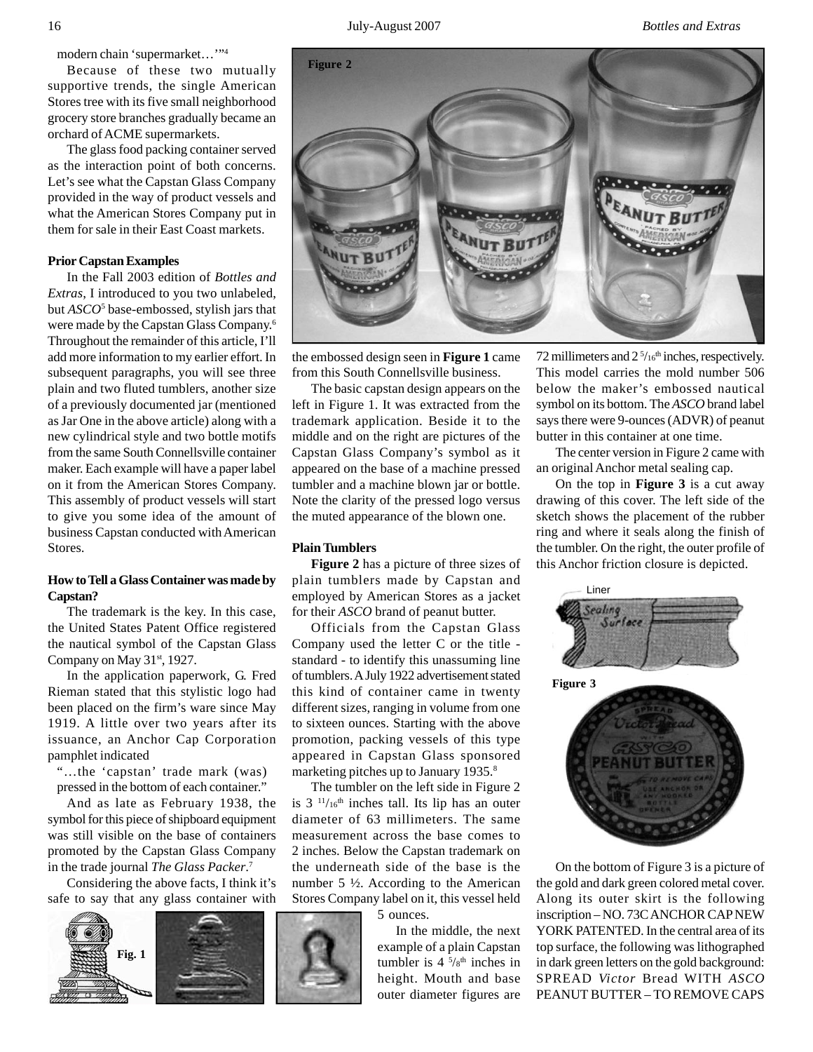modern chain 'supermarket…'"[4]

Because of these two mutually supportive trends, the single American Stores tree with its five small neighborhood grocery store branches gradually became an orchard of ACME supermarkets.

The glass food packing container served as the interaction point of both concerns. Let's see what the Capstan Glass Company provided in the way of product vessels and what the American Stores Company put in them for sale in their East Coast markets.

### Prior Capstan Examples

In the Fall 2003 edition of *Bottles and Extras*, I introduced to you two unlabeled, but *ASCO*[5] base-embossed, stylish jars that were made by the Capstan Glass Company.[6] Throughout the remainder of this article, I'll add more information to my earlier effort. In subsequent paragraphs, you will see three plain and two fluted tumblers, another size of a previously documented jar (mentioned as Jar One in the above article) along with a new cylindrical style and two bottle motifs from the same South Connellsville container maker. Each example will have a paper label on it from the American Stores Company. This assembly of product vessels will start to give you some idea of the amount of business Capstan conducted with American Stores.

### How to Tell a Glass Container was made by Capstan?

The trademark is the key. In this case, the United States Patent Office registered the nautical symbol of the Capstan Glass Company on May 31st, 1927.

In the application paperwork, G. Fred Rieman stated that this stylistic logo had been placed on the firm's ware since May 1919. A little over two years after its issuance, an Anchor Cap Corporation pamphlet indicated

> "…the 'capstan' trade mark (was) pressed in the bottom of each container."

And as late as February 1938, the symbol for this piece of shipboard equipment was still visible on the base of containers promoted by the Capstan Glass Company in the trade journal *The Glass Packer*.[7]

Considering the above facts, I think it's safe to say that any glass container with the embossed design seen in **Figure 1** came from this South Connellsville business.

Fig. 1

The basic capstan design appears on the left in Figure 1. It was extracted from the trademark application. Beside it to the middle and on the right are pictures of the Capstan Glass Company's symbol as it appeared on the base of a machine pressed tumbler and a machine blown jar or bottle. Note the clarity of the pressed logo versus the muted appearance of the blown one.

Figure 2

### Plain Tumblers

**Figure 2** has a picture of three sizes of plain tumblers made by Capstan and employed by American Stores as a jacket for their *ASCO* brand of peanut butter.

Officials from the Capstan Glass Company used the letter C or the title - standard - to identify this unassuming line of tumblers. A July 1922 advertisement stated this kind of container came in twenty different sizes, ranging in volume from one to sixteen ounces. Starting with the above promotion, packing vessels of this type appeared in Capstan Glass sponsored marketing pitches up to January 1935.[8]

The tumbler on the left side in Figure 2 is 3 11/16th inches tall. Its lip has an outer diameter of 63 millimeters. The same measurement across the base comes to 2 inches. Below the Capstan trademark on the underneath side of the base is the number 5 ½. According to the American Stores Company label on it, this vessel held 5 ounces.

In the middle, the next example of a plain Capstan tumbler is 4 5/8th inches in height. Mouth and base outer diameter figures are 72 millimeters and 2 5/16th inches, respectively. This model carries the mold number 506 below the maker's embossed nautical symbol on its bottom. The *ASCO* brand label says there were 9-ounces (ADVR) of peanut butter in this container at one time.

The center version in Figure 2 came with an original Anchor metal sealing cap.

On the top in **Figure 3** is a cut away drawing of this cover. The left side of the sketch shows the placement of the rubber ring and where it seals along the finish of the tumbler. On the right, the outer profile of this Anchor friction closure is depicted.

Figure 3

On the bottom of Figure 3 is a picture of the gold and dark green colored metal cover. Along its outer skirt is the following inscription – NO. 73C ANCHOR CAP NEW YORK PATENTED. In the central area of its top surface, the following was lithographed in dark green letters on the gold background: SPREAD *Victor* Bread WITH *ASCO* PEANUT BUTTER – TO REMOVE CAPS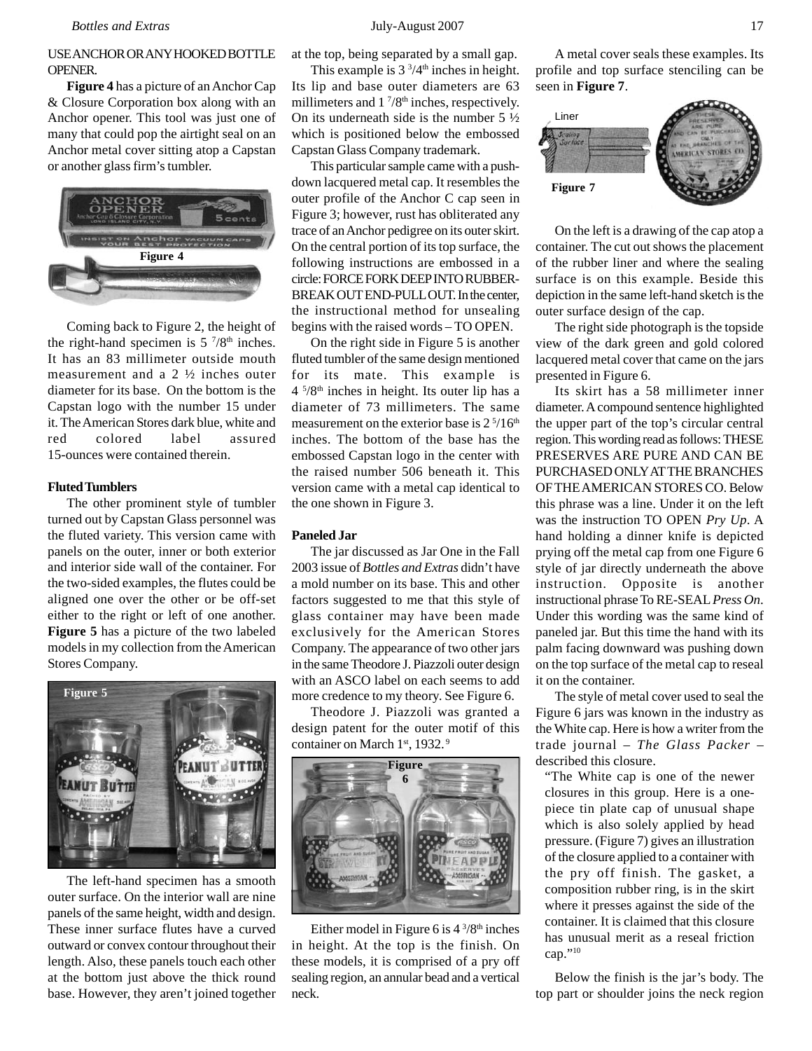USE ANCHOR OR ANY HOOKED BOTTLE OPENER.

**Figure 4** has a picture of an Anchor Cap & Closure Corporation box along with an Anchor opener. This tool was just one of many that could pop the airtight seal on an Anchor metal cover sitting atop a Capstan or another glass firm's tumbler.

Figure 4

Coming back to Figure 2, the height of the right-hand specimen is 5 $^{7}/8^{th}$ inches. It has an 83 millimeter outside mouth measurement and a 2 ½ inches outer diameter for its base. On the bottom is the Capstan logo with the number 15 under it. The American Stores dark blue, white and red colored label assured 15-ounces were contained therein.

**Fluted Tumblers**

The other prominent style of tumbler turned out by Capstan Glass personnel was the fluted variety. This version came with panels on the outer, inner or both exterior and interior side wall of the container. For the two-sided examples, the flutes could be aligned one over the other or be off-set either to the right or left of one another. **Figure 5** has a picture of the two labeled models in my collection from the American Stores Company.

Figure 5

The left-hand specimen has a smooth outer surface. On the interior wall are nine panels of the same height, width and design. These inner surface flutes have a curved outward or convex contour throughout their length. Also, these panels touch each other at the bottom just above the thick round base. However, they aren't joined together at the top, being separated by a small gap.

This example is 3 $^{3}/4^{th}$ inches in height. Its lip and base outer diameters are 63 millimeters and 1 $^{7}/8^{th}$ inches, respectively. On its underneath side is the number 5 ½ which is positioned below the embossed Capstan Glass Company trademark.

This particular sample came with a push-down lacquered metal cap. It resembles the outer profile of the Anchor C cap seen in Figure 3; however, rust has obliterated any trace of an Anchor pedigree on its outer skirt. On the central portion of its top surface, the following instructions are embossed in a circle: FORCE FORK DEEP INTO RUBBER-BREAK OUT END-PULL OUT. In the center, the instructional method for unsealing begins with the raised words – TO OPEN.

On the right side in Figure 5 is another fluted tumbler of the same design mentioned for its mate. This example is 4 $^{5}/8^{th}$ inches in height. Its outer lip has a diameter of 73 millimeters. The same measurement on the exterior base is 2 $^{5}/16^{th}$ inches. The bottom of the base has the embossed Capstan logo in the center with the raised number 506 beneath it. This version came with a metal cap identical to the one shown in Figure 3.

**Paneled Jar**

The jar discussed as Jar One in the Fall 2003 issue of *Bottles and Extras* didn't have a mold number on its base. This and other factors suggested to me that this style of glass container may have been made exclusively for the American Stores Company. The appearance of two other jars in the same Theodore J. Piazzoli outer design with an ASCO label on each seems to add more credence to my theory. See Figure 6.

Theodore J. Piazzoli was granted a design patent for the outer motif of this container on March 1st, 1932. [9]

Figure 6

Either model in Figure 6 is 4 $^{3}/8^{th}$ inches in height. At the top is the finish. On these models, it is comprised of a pry off sealing region, an annular bead and a vertical neck.

A metal cover seals these examples. Its profile and top surface stenciling can be seen in **Figure 7**.

Figure 7

On the left is a drawing of the cap atop a container. The cut out shows the placement of the rubber liner and where the sealing surface is on this example. Beside this depiction in the same left-hand sketch is the outer surface design of the cap.

The right side photograph is the topside view of the dark green and gold colored lacquered metal cover that came on the jars presented in Figure 6.

Its skirt has a 58 millimeter inner diameter. A compound sentence highlighted the upper part of the top's circular central region. This wording read as follows: THESE PRESERVES ARE PURE AND CAN BE PURCHASED ONLY AT THE BRANCHES OF THE AMERICAN STORES CO. Below this phrase was a line. Under it on the left was the instruction TO OPEN *Pry Up*. A hand holding a dinner knife is depicted prying off the metal cap from one Figure 6 style of jar directly underneath the above instruction. Opposite is another instructional phrase To RE-SEAL *Press On*. Under this wording was the same kind of paneled jar. But this time the hand with its palm facing downward was pushing down on the top surface of the metal cap to reseal it on the container.

The style of metal cover used to seal the Figure 6 jars was known in the industry as the White cap. Here is how a writer from the trade journal – *The Glass Packer* – described this closure.

> "The White cap is one of the newer closures in this group. Here is a one-piece tin plate cap of unusual shape which is also solely applied by head pressure. (Figure 7) gives an illustration of the closure applied to a container with the pry off finish. The gasket, a composition rubber ring, is in the skirt where it presses against the side of the container. It is claimed that this closure has unusual merit as a reseal friction cap."[10]

Below the finish is the jar's body. The top part or shoulder joins the neck region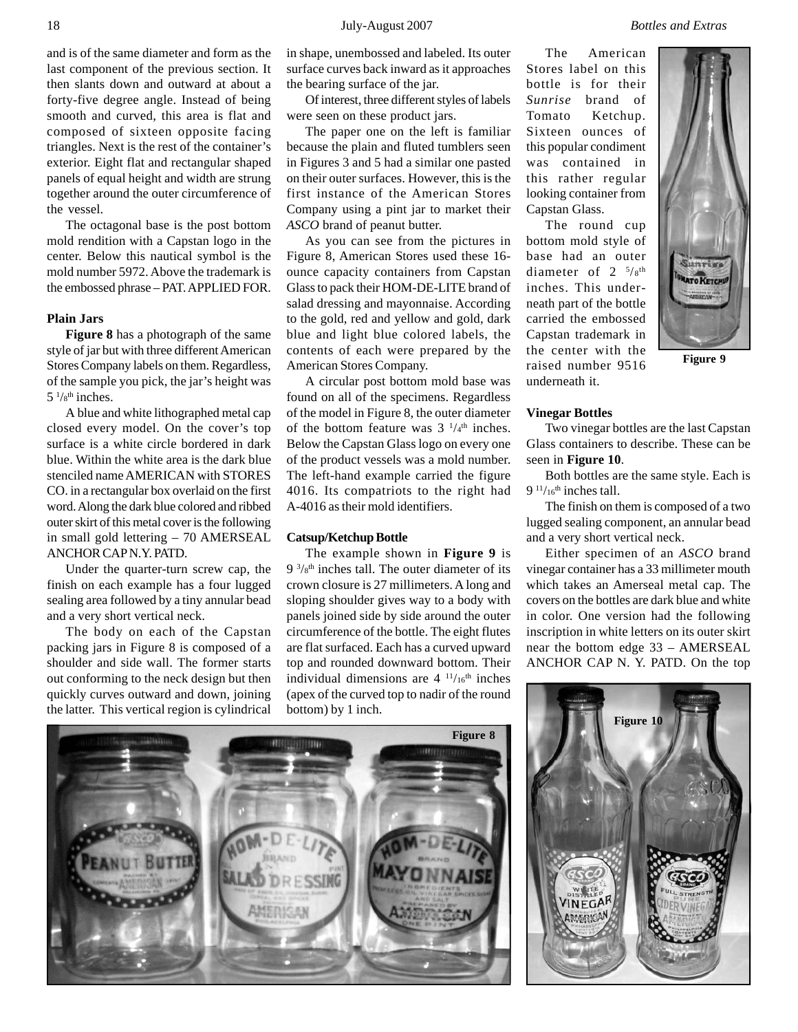and is of the same diameter and form as the last component of the previous section. It then slants down and outward at about a forty-five degree angle. Instead of being smooth and curved, this area is flat and composed of sixteen opposite facing triangles. Next is the rest of the container's exterior. Eight flat and rectangular shaped panels of equal height and width are strung together around the outer circumference of the vessel.

The octagonal base is the post bottom mold rendition with a Capstan logo in the center. Below this nautical symbol is the mold number 5972. Above the trademark is the embossed phrase – PAT. APPLIED FOR.

### Plain Jars

**Figure 8** has a photograph of the same style of jar but with three different American Stores Company labels on them. Regardless, of the sample you pick, the jar's height was 5 $^{1}/_{8}$th inches.

A blue and white lithographed metal cap closed every model. On the cover's top surface is a white circle bordered in dark blue. Within the white area is the dark blue stenciled name AMERICAN with STORES CO. in a rectangular box overlaid on the first word. Along the dark blue colored and ribbed outer skirt of this metal cover is the following in small gold lettering – 70 AMERSEAL ANCHOR CAP N.Y. PATD.

Under the quarter-turn screw cap, the finish on each example has a four lugged sealing area followed by a tiny annular bead and a very short vertical neck.

The body on each of the Capstan packing jars in Figure 8 is composed of a shoulder and side wall. The former starts out conforming to the neck design but then quickly curves outward and down, joining the latter. This vertical region is cylindrical in shape, unembossed and labeled. Its outer surface curves back inward as it approaches the bearing surface of the jar.

Of interest, three different styles of labels were seen on these product jars.

The paper one on the left is familiar because the plain and fluted tumblers seen in Figures 3 and 5 had a similar one pasted on their outer surfaces. However, this is the first instance of the American Stores Company using a pint jar to market their *ASCO* brand of peanut butter.

As you can see from the pictures in Figure 8, American Stores used these 16-ounce capacity containers from Capstan Glass to pack their HOM-DE-LITE brand of salad dressing and mayonnaise. According to the gold, red and yellow and gold, dark blue and light blue colored labels, the contents of each were prepared by the American Stores Company.

A circular post bottom mold base was found on all of the specimens. Regardless of the model in Figure 8, the outer diameter of the bottom feature was 3 $^{1}/_{4}$th inches. Below the Capstan Glass logo on every one of the product vessels was a mold number. The left-hand example carried the figure 4016. Its compatriots to the right had A-4016 as their mold identifiers.

### Catsup/Ketchup Bottle

The example shown in **Figure 9** is 9 $^{3}/_{8}$th inches tall. The outer diameter of its crown closure is 27 millimeters. A long and sloping shoulder gives way to a body with panels joined side by side around the outer circumference of the bottle. The eight flutes are flat surfaced. Each has a curved upward top and rounded downward bottom. Their individual dimensions are 4 $^{11}/_{16}$th inches (apex of the curved top to nadir of the round bottom) by 1 inch.

The American Stores label on this bottle is for their *Sunrise* brand of Tomato Ketchup. Sixteen ounces of this popular condiment was contained in this rather regular looking container from Capstan Glass.

The round cup bottom mold style of base had an outer diameter of 2 $^{5}/_{8}$th inches. This underneath part of the bottle carried the embossed Capstan trademark in the center with the raised number 9516 underneath it.

Figure 9

### Vinegar Bottles

Two vinegar bottles are the last Capstan Glass containers to describe. These can be seen in **Figure 10**.

Both bottles are the same style. Each is 9 $^{11}/_{16}$th inches tall.

The finish on them is composed of a two lugged sealing component, an annular bead and a very short vertical neck.

Either specimen of an *ASCO* brand vinegar container has a 33 millimeter mouth which takes an Amerseal metal cap. The covers on the bottles are dark blue and white in color. One version had the following inscription in white letters on its outer skirt near the bottom edge 33 – AMERSEAL ANCHOR CAP N. Y. PATD. On the top

Figure 8

Figure 10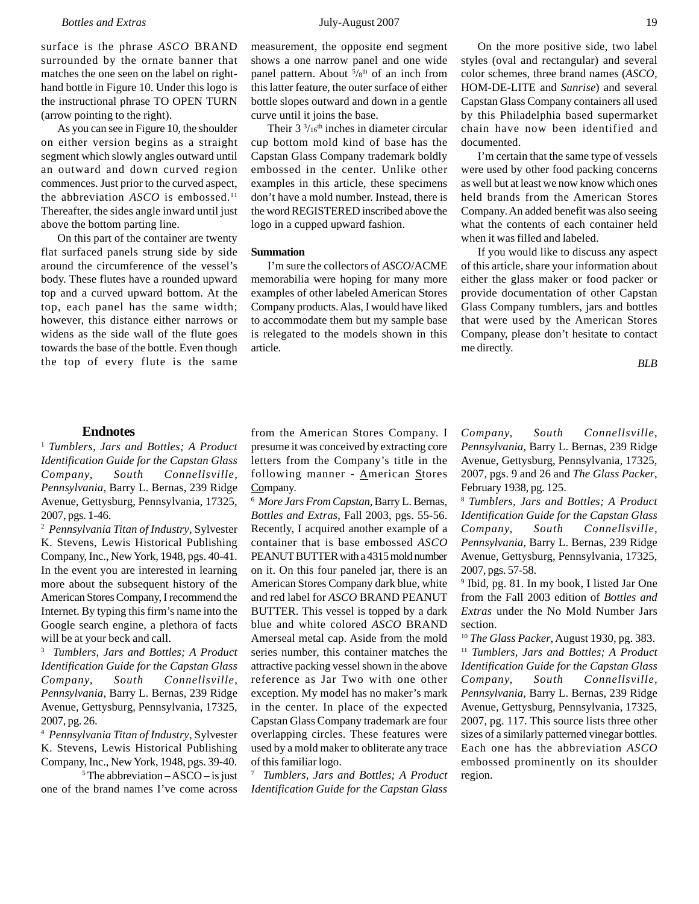surface is the phrase *ASCO* BRAND surrounded by the ornate banner that matches the one seen on the label on right-hand bottle in Figure 10. Under this logo is the instructional phrase TO OPEN TURN (arrow pointing to the right).

As you can see in Figure 10, the shoulder on either version begins as a straight segment which slowly angles outward until an outward and down curved region commences. Just prior to the curved aspect, the abbreviation *ASCO* is embossed.[11] Thereafter, the sides angle inward until just above the bottom parting line.

On this part of the container are twenty flat surfaced panels strung side by side around the circumference of the vessel's body. These flutes have a rounded upward top and a curved upward bottom. At the top, each panel has the same width; however, this distance either narrows or widens as the side wall of the flute goes towards the base of the bottle. Even though the top of every flute is the same measurement, the opposite end segment shows a one narrow panel and one wide panel pattern. About 5/8th of an inch from this latter feature, the outer surface of either bottle slopes outward and down in a gentle curve until it joins the base.

Their 3 3/16th inches in diameter circular cup bottom mold kind of base has the Capstan Glass Company trademark boldly embossed in the center. Unlike other examples in this article, these specimens don't have a mold number. Instead, there is the word REGISTERED inscribed above the logo in a cupped upward fashion.

**Summation**

I'm sure the collectors of *ASCO*/ACME memorabilia were hoping for many more examples of other labeled American Stores Company products. Alas, I would have liked to accommodate them but my sample base is relegated to the models shown in this article.

On the more positive side, two label styles (oval and rectangular) and several color schemes, three brand names (*ASCO*, HOM-DE-LITE and *Sunrise*) and several Capstan Glass Company containers all used by this Philadelphia based supermarket chain have now been identified and documented.

I'm certain that the same type of vessels were used by other food packing concerns as well but at least we now know which ones held brands from the American Stores Company. An added benefit was also seeing what the contents of each container held when it was filled and labeled.

If you would like to discuss any aspect of this article, share your information about either the glass maker or food packer or provide documentation of other Capstan Glass Company tumblers, jars and bottles that were used by the American Stores Company, please don't hesitate to contact me directly.

*BLB*

## Endnotes

[1] *Tumblers, Jars and Bottles; A Product Identification Guide for the Capstan Glass Company, South Connellsville, Pennsylvania*, Barry L. Bernas, 239 Ridge Avenue, Gettysburg, Pennsylvania, 17325, 2007, pgs. 1-46.

[2] *Pennsylvania Titan of Industry*, Sylvester K. Stevens, Lewis Historical Publishing Company, Inc., New York, 1948, pgs. 40-41. In the event you are interested in learning more about the subsequent history of the American Stores Company, I recommend the Internet. By typing this firm's name into the Google search engine, a plethora of facts will be at your beck and call.

[3] *Tumblers, Jars and Bottles; A Product Identification Guide for the Capstan Glass Company, South Connellsville, Pennsylvania*, Barry L. Bernas, 239 Ridge Avenue, Gettysburg, Pennsylvania, 17325, 2007, pg. 26.

[4] *Pennsylvania Titan of Industry*, Sylvester K. Stevens, Lewis Historical Publishing Company, Inc., New York, 1948, pgs. 39-40.

[5] The abbreviation – ASCO – is just one of the brand names I've come across from the American Stores Company. I presume it was conceived by extracting core letters from the Company's title in the following manner - <u>A</u>merican <u>S</u>tores <u>Co</u>mpany.

[6] *More Jars From Capstan*, Barry L. Bernas, *Bottles and Extras*, Fall 2003, pgs. 55-56. Recently, I acquired another example of a container that is base embossed *ASCO* PEANUT BUTTER with a 4315 mold number on it. On this four paneled jar, there is an American Stores Company dark blue, white and red label for *ASCO* BRAND PEANUT BUTTER. This vessel is topped by a dark blue and white colored *ASCO* BRAND Amerseal metal cap. Aside from the mold series number, this container matches the attractive packing vessel shown in the above reference as Jar Two with one other exception. My model has no maker's mark in the center. In place of the expected Capstan Glass Company trademark are four overlapping circles. These features were used by a mold maker to obliterate any trace of this familiar logo.

[7] *Tumblers, Jars and Bottles; A Product Identification Guide for the Capstan Glass Company, South Connellsville, Pennsylvania*, Barry L. Bernas, 239 Ridge Avenue, Gettysburg, Pennsylvania, 17325, 2007, pgs. 9 and 26 and *The Glass Packer*, February 1938, pg. 125.

[8] *Tumblers, Jars and Bottles; A Product Identification Guide for the Capstan Glass Company, South Connellsville, Pennsylvania*, Barry L. Bernas, 239 Ridge Avenue, Gettysburg, Pennsylvania, 17325, 2007, pgs. 57-58.

[9] Ibid, pg. 81. In my book, I listed Jar One from the Fall 2003 edition of *Bottles and Extras* under the No Mold Number Jars section.

[10] *The Glass Packer*, August 1930, pg. 383.

[11] *Tumblers, Jars and Bottles; A Product Identification Guide for the Capstan Glass Company, South Connellsville, Pennsylvania*, Barry L. Bernas, 239 Ridge Avenue, Gettysburg, Pennsylvania, 17325, 2007, pg. 117. This source lists three other sizes of a similarly patterned vinegar bottles. Each one has the abbreviation *ASCO* embossed prominently on its shoulder region.